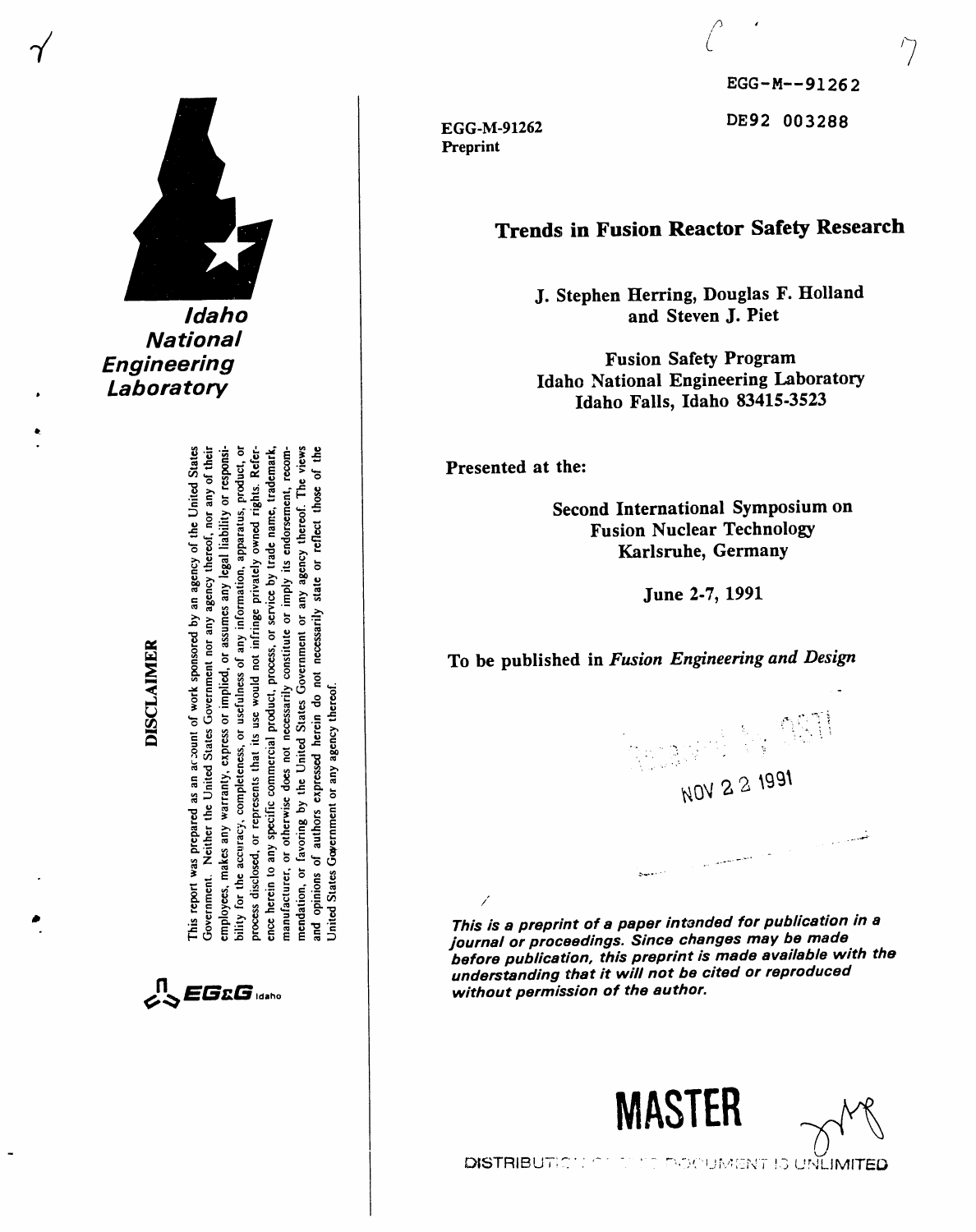EGG-M--91262

DE92 003288

EGG-M-91262
Preprint

# Trends in Fusion Reactor Safety Research

J. Stephen Herring, Douglas F. Holland and Steven J. Piet

Fusion Safety Program
Idaho National Engineering Laboratory
Idaho Falls, Idaho 83415-3523

Presented at the:

Second International Symposium on Fusion Nuclear Technology
Karlsruhe, Germany

June 2-7, 1991

To be published in *Fusion Engineering and Design*

NOV 22 1991

*This is a preprint of a paper intended for publication in a journal or proceedings. Since changes may be made before publication, this preprint is made available with the understanding that it will not be cited or reproduced without permission of the author.*

Idaho National Engineering Laboratory

**DISCLAIMER**

This report was prepared as an account of work sponsored by an agency of the United States Government. Neither the United States Government nor any agency thereof, nor any of their employees, makes any warranty, express or implied, or assumes any legal liability or responsibility for the accuracy, completeness, or usefulness of any information, apparatus, product, or process disclosed, or represents that its use would not infringe privately owned rights. Reference herein to any specific commercial product, process, or service by trade name, trademark, manufacturer, or otherwise does not necessarily constitute or imply its endorsement, recommendation, or favoring by the United States Government or any agency thereof. The views and opinions of authors expressed herein do not necessarily state or reflect those of the United States Government or any agency thereof.

EG&G Idaho

MASTER

DISTRIBUTION OF THIS DOCUMENT IS UNLIMITED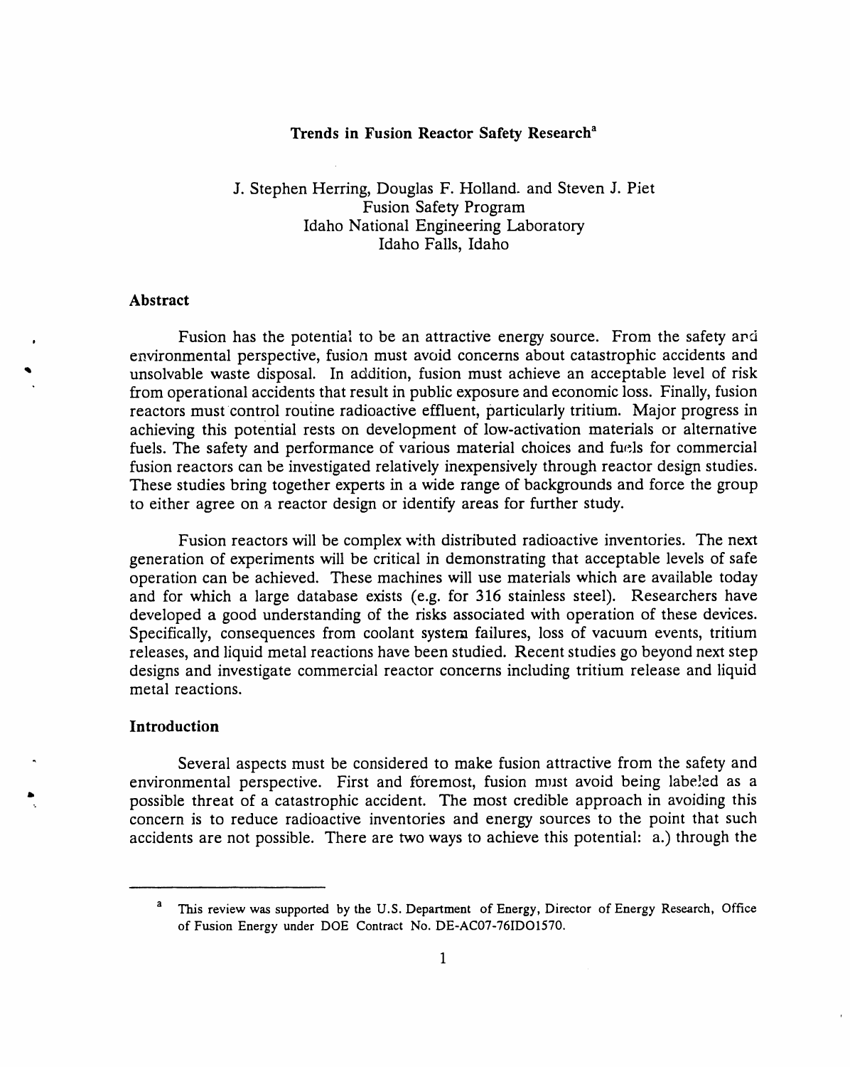# Trends in Fusion Reactor Safety Research[a]

J. Stephen Herring, Douglas F. Holland. and Steven J. Piet
Fusion Safety Program
Idaho National Engineering Laboratory
Idaho Falls, Idaho

## Abstract

Fusion has the potential to be an attractive energy source. From the safety and environmental perspective, fusion must avoid concerns about catastrophic accidents and unsolvable waste disposal. In addition, fusion must achieve an acceptable level of risk from operational accidents that result in public exposure and economic loss. Finally, fusion reactors must control routine radioactive effluent, particularly tritium. Major progress in achieving this potential rests on development of low-activation materials or alternative fuels. The safety and performance of various material choices and fuels for commercial fusion reactors can be investigated relatively inexpensively through reactor design studies. These studies bring together experts in a wide range of backgrounds and force the group to either agree on a reactor design or identify areas for further study.

Fusion reactors will be complex with distributed radioactive inventories. The next generation of experiments will be critical in demonstrating that acceptable levels of safe operation can be achieved. These machines will use materials which are available today and for which a large database exists (e.g. for 316 stainless steel). Researchers have developed a good understanding of the risks associated with operation of these devices. Specifically, consequences from coolant system failures, loss of vacuum events, tritium releases, and liquid metal reactions have been studied. Recent studies go beyond next step designs and investigate commercial reactor concerns including tritium release and liquid metal reactions.

## Introduction

Several aspects must be considered to make fusion attractive from the safety and environmental perspective. First and foremost, fusion must avoid being labeled as a possible threat of a catastrophic accident. The most credible approach in avoiding this concern is to reduce radioactive inventories and energy sources to the point that such accidents are not possible. There are two ways to achieve this potential: a.) through the

[a] This review was supported by the U.S. Department of Energy, Director of Energy Research, Office of Fusion Energy under DOE Contract No. DE-AC07-76IDO1570.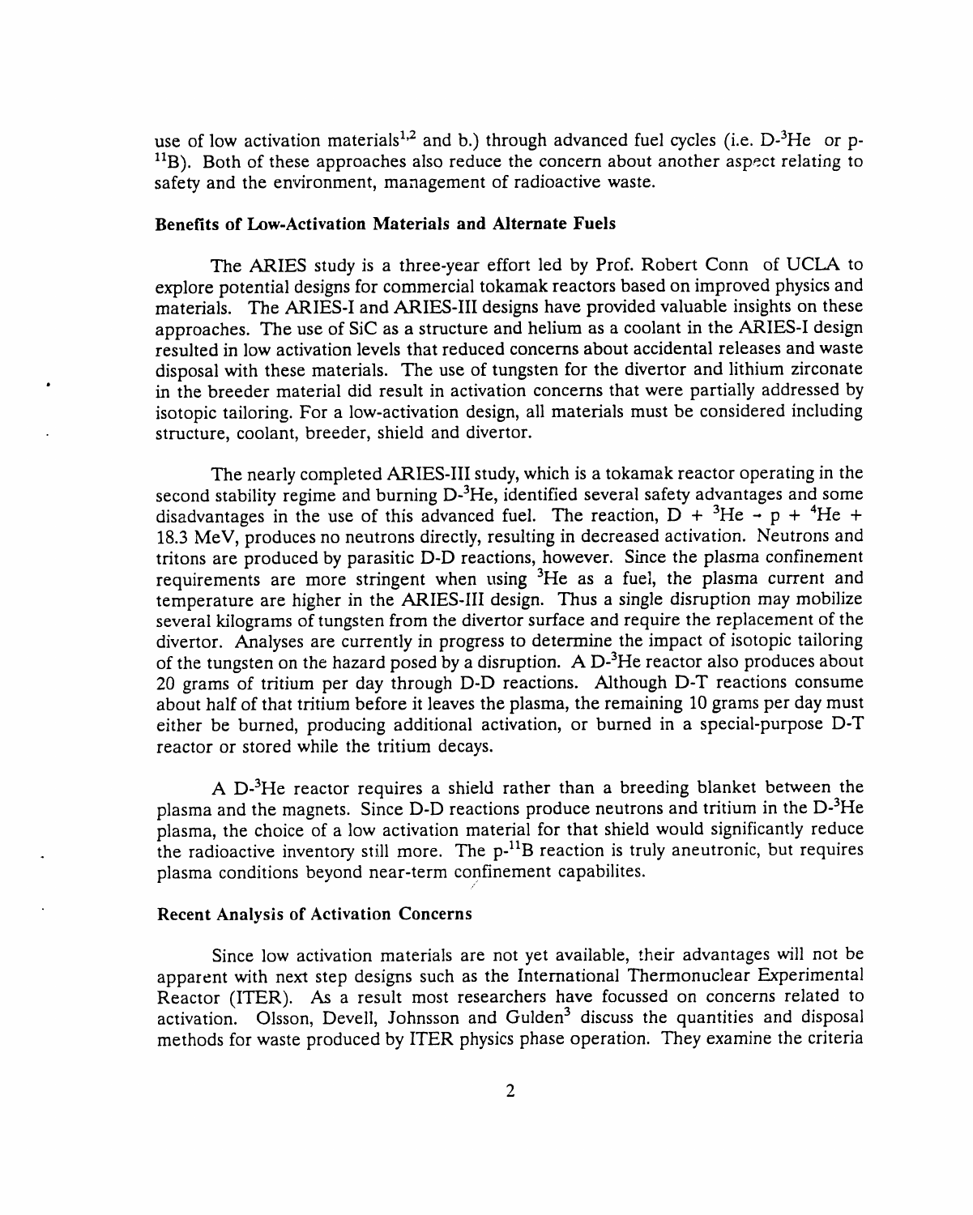use of low activation materials[1,2] and b.) through advanced fuel cycles (i.e. D-$^3$He or p-$^{11}$B). Both of these approaches also reduce the concern about another aspect relating to safety and the environment, management of radioactive waste.

### Benefits of Low-Activation Materials and Alternate Fuels

The ARIES study is a three-year effort led by Prof. Robert Conn of UCLA to explore potential designs for commercial tokamak reactors based on improved physics and materials. The ARIES-I and ARIES-III designs have provided valuable insights on these approaches. The use of SiC as a structure and helium as a coolant in the ARIES-I design resulted in low activation levels that reduced concerns about accidental releases and waste disposal with these materials. The use of tungsten for the divertor and lithium zirconate in the breeder material did result in activation concerns that were partially addressed by isotopic tailoring. For a low-activation design, all materials must be considered including structure, coolant, breeder, shield and divertor.

The nearly completed ARIES-III study, which is a tokamak reactor operating in the second stability regime and burning D-$^3$He, identified several safety advantages and some disadvantages in the use of this advanced fuel. The reaction, D + $^3$He → p + $^4$He + 18.3 MeV, produces no neutrons directly, resulting in decreased activation. Neutrons and tritons are produced by parasitic D-D reactions, however. Since the plasma confinement requirements are more stringent when using $^3$He as a fuel, the plasma current and temperature are higher in the ARIES-III design. Thus a single disruption may mobilize several kilograms of tungsten from the divertor surface and require the replacement of the divertor. Analyses are currently in progress to determine the impact of isotopic tailoring of the tungsten on the hazard posed by a disruption. A D-$^3$He reactor also produces about 20 grams of tritium per day through D-D reactions. Although D-T reactions consume about half of that tritium before it leaves the plasma, the remaining 10 grams per day must either be burned, producing additional activation, or burned in a special-purpose D-T reactor or stored while the tritium decays.

A D-$^3$He reactor requires a shield rather than a breeding blanket between the plasma and the magnets. Since D-D reactions produce neutrons and tritium in the D-$^3$He plasma, the choice of a low activation material for that shield would significantly reduce the radioactive inventory still more. The p-$^{11}$B reaction is truly aneutronic, but requires plasma conditions beyond near-term confinement capabilites.

### Recent Analysis of Activation Concerns

Since low activation materials are not yet available, their advantages will not be apparent with next step designs such as the International Thermonuclear Experimental Reactor (ITER). As a result most researchers have focussed on concerns related to activation. Olsson, Devell, Johnsson and Gulden[3] discuss the quantities and disposal methods for waste produced by ITER physics phase operation. They examine the criteria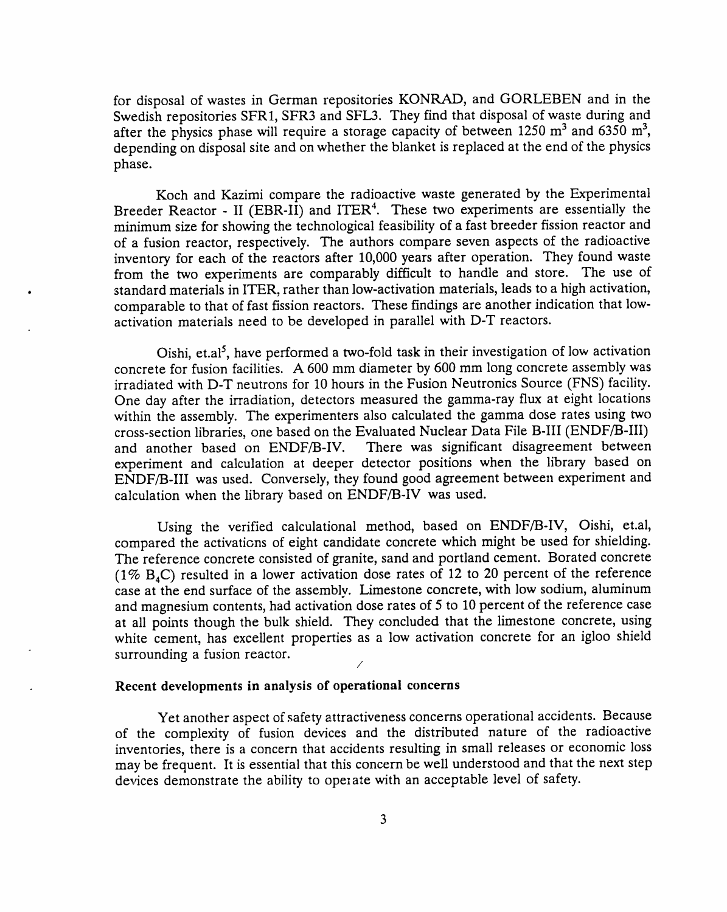for disposal of wastes in German repositories KONRAD, and GORLEBEN and in the Swedish repositories SFR1, SFR3 and SFL3. They find that disposal of waste during and after the physics phase will require a storage capacity of between 1250 $m^3$ and 6350 $m^3$, depending on disposal site and on whether the blanket is replaced at the end of the physics phase.

Koch and Kazimi compare the radioactive waste generated by the Experimental Breeder Reactor - II (EBR-II) and ITER[4]. These two experiments are essentially the minimum size for showing the technological feasibility of a fast breeder fission reactor and of a fusion reactor, respectively. The authors compare seven aspects of the radioactive inventory for each of the reactors after 10,000 years after operation. They found waste from the two experiments are comparably difficult to handle and store. The use of standard materials in ITER, rather than low-activation materials, leads to a high activation, comparable to that of fast fission reactors. These findings are another indication that low-activation materials need to be developed in parallel with D-T reactors.

Oishi, et.al[5], have performed a two-fold task in their investigation of low activation concrete for fusion facilities. A 600 mm diameter by 600 mm long concrete assembly was irradiated with D-T neutrons for 10 hours in the Fusion Neutronics Source (FNS) facility. One day after the irradiation, detectors measured the gamma-ray flux at eight locations within the assembly. The experimenters also calculated the gamma dose rates using two cross-section libraries, one based on the Evaluated Nuclear Data File B-III (ENDF/B-III) and another based on ENDF/B-IV. There was significant disagreement between experiment and calculation at deeper detector positions when the library based on ENDF/B-III was used. Conversely, they found good agreement between experiment and calculation when the library based on ENDF/B-IV was used.

Using the verified calculational method, based on ENDF/B-IV, Oishi, et.al, compared the activations of eight candidate concrete which might be used for shielding. The reference concrete consisted of granite, sand and portland cement. Borated concrete (1% $B_4C$) resulted in a lower activation dose rates of 12 to 20 percent of the reference case at the end surface of the assembly. Limestone concrete, with low sodium, aluminum and magnesium contents, had activation dose rates of 5 to 10 percent of the reference case at all points though the bulk shield. They concluded that the limestone concrete, using white cement, has excellent properties as a low activation concrete for an igloo shield surrounding a fusion reactor.

**Recent developments in analysis of operational concerns**

Yet another aspect of safety attractiveness concerns operational accidents. Because of the complexity of fusion devices and the distributed nature of the radioactive inventories, there is a concern that accidents resulting in small releases or economic loss may be frequent. It is essential that this concern be well understood and that the next step devices demonstrate the ability to operate with an acceptable level of safety.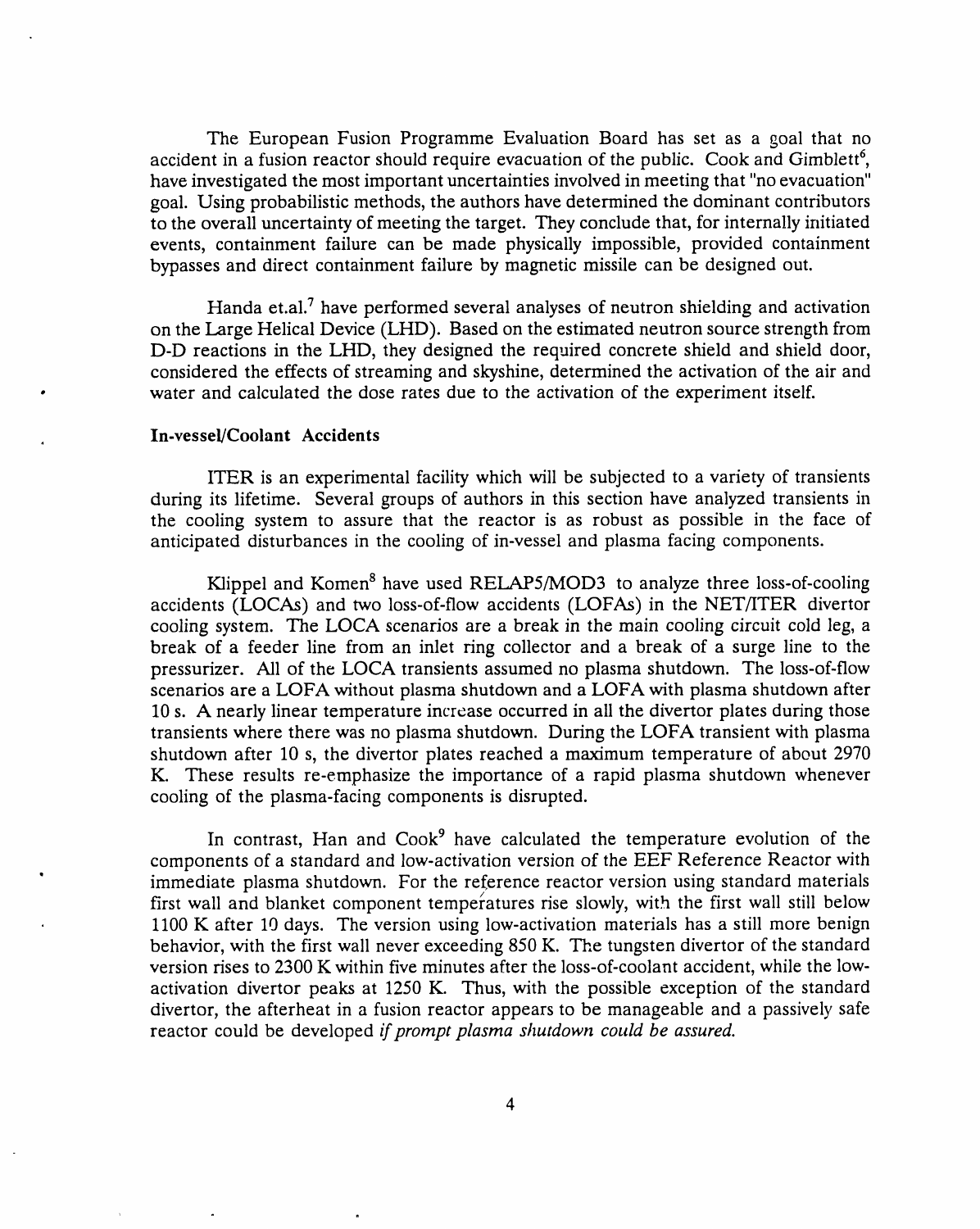The European Fusion Programme Evaluation Board has set as a goal that no accident in a fusion reactor should require evacuation of the public. Cook and Gimblett[6], have investigated the most important uncertainties involved in meeting that "no evacuation" goal. Using probabilistic methods, the authors have determined the dominant contributors to the overall uncertainty of meeting the target. They conclude that, for internally initiated events, containment failure can be made physically impossible, provided containment bypasses and direct containment failure by magnetic missile can be designed out.

Handa et.al.[7] have performed several analyses of neutron shielding and activation on the Large Helical Device (LHD). Based on the estimated neutron source strength from D-D reactions in the LHD, they designed the required concrete shield and shield door, considered the effects of streaming and skyshine, determined the activation of the air and water and calculated the dose rates due to the activation of the experiment itself.

**In-vessel/Coolant Accidents**

ITER is an experimental facility which will be subjected to a variety of transients during its lifetime. Several groups of authors in this section have analyzed transients in the cooling system to assure that the reactor is as robust as possible in the face of anticipated disturbances in the cooling of in-vessel and plasma facing components.

Klippel and Komen[8] have used RELAP5/MOD3 to analyze three loss-of-cooling accidents (LOCAs) and two loss-of-flow accidents (LOFAs) in the NET/ITER divertor cooling system. The LOCA scenarios are a break in the main cooling circuit cold leg, a break of a feeder line from an inlet ring collector and a break of a surge line to the pressurizer. All of the LOCA transients assumed no plasma shutdown. The loss-of-flow scenarios are a LOFA without plasma shutdown and a LOFA with plasma shutdown after 10 s. A nearly linear temperature increase occurred in all the divertor plates during those transients where there was no plasma shutdown. During the LOFA transient with plasma shutdown after 10 s, the divertor plates reached a maximum temperature of about 2970 K. These results re-emphasize the importance of a rapid plasma shutdown whenever cooling of the plasma-facing components is disrupted.

In contrast, Han and Cook[9] have calculated the temperature evolution of the components of a standard and low-activation version of the EEF Reference Reactor with immediate plasma shutdown. For the reference reactor version using standard materials first wall and blanket component temperatures rise slowly, with the first wall still below 1100 K after 10 days. The version using low-activation materials has a still more benign behavior, with the first wall never exceeding 850 K. The tungsten divertor of the standard version rises to 2300 K within five minutes after the loss-of-coolant accident, while the low-activation divertor peaks at 1250 K. Thus, with the possible exception of the standard divertor, the afterheat in a fusion reactor appears to be manageable and a passively safe reactor could be developed *if prompt plasma shutdown could be assured.*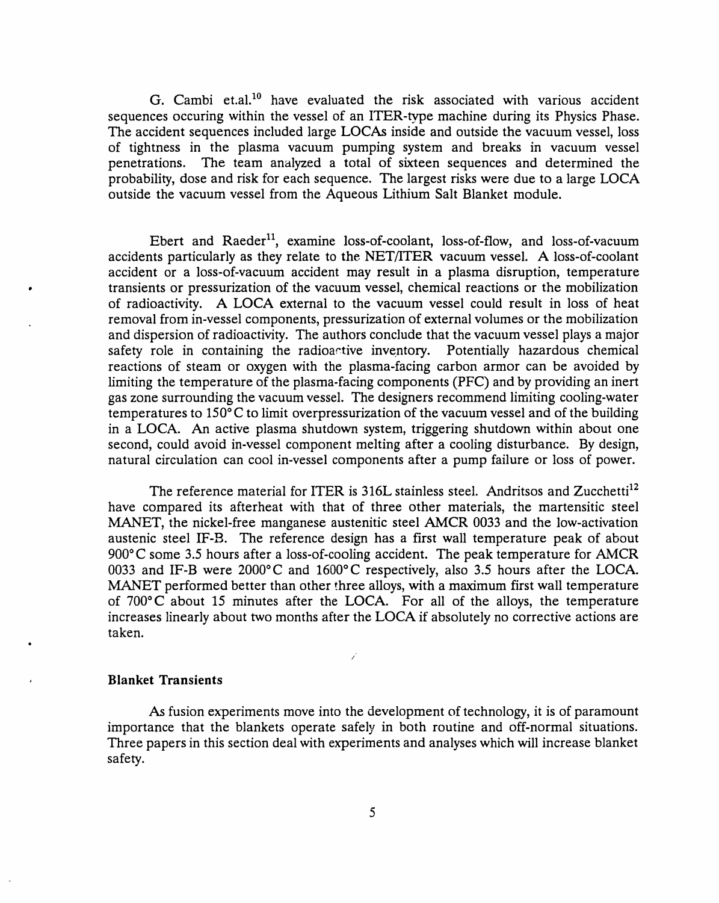G. Cambi et.al.[10] have evaluated the risk associated with various accident sequences occuring within the vessel of an ITER-type machine during its Physics Phase. The accident sequences included large LOCAs inside and outside the vacuum vessel, loss of tightness in the plasma vacuum pumping system and breaks in vacuum vessel penetrations. The team analyzed a total of sixteen sequences and determined the probability, dose and risk for each sequence. The largest risks were due to a large LOCA outside the vacuum vessel from the Aqueous Lithium Salt Blanket module.

Ebert and Raeder[11], examine loss-of-coolant, loss-of-flow, and loss-of-vacuum accidents particularly as they relate to the NET/ITER vacuum vessel. A loss-of-coolant accident or a loss-of-vacuum accident may result in a plasma disruption, temperature transients or pressurization of the vacuum vessel, chemical reactions or the mobilization of radioactivity. A LOCA external to the vacuum vessel could result in loss of heat removal from in-vessel components, pressurization of external volumes or the mobilization and dispersion of radioactivity. The authors conclude that the vacuum vessel plays a major safety role in containing the radioactive inventory. Potentially hazardous chemical reactions of steam or oxygen with the plasma-facing carbon armor can be avoided by limiting the temperature of the plasma-facing components (PFC) and by providing an inert gas zone surrounding the vacuum vessel. The designers recommend limiting cooling-water temperatures to 150° C to limit overpressurization of the vacuum vessel and of the building in a LOCA. An active plasma shutdown system, triggering shutdown within about one second, could avoid in-vessel component melting after a cooling disturbance. By design, natural circulation can cool in-vessel components after a pump failure or loss of power.

The reference material for ITER is 316L stainless steel. Andritsos and Zucchetti[12] have compared its afterheat with that of three other materials, the martensitic steel MANET, the nickel-free manganese austenitic steel AMCR 0033 and the low-activation austenic steel IF-B. The reference design has a first wall temperature peak of about 900° C some 3.5 hours after a loss-of-cooling accident. The peak temperature for AMCR 0033 and IF-B were 2000° C and 1600° C respectively, also 3.5 hours after the LOCA. MANET performed better than other three alloys, with a maximum first wall temperature of 700° C about 15 minutes after the LOCA. For all of the alloys, the temperature increases linearly about two months after the LOCA if absolutely no corrective actions are taken.

## Blanket Transients

As fusion experiments move into the development of technology, it is of paramount importance that the blankets operate safely in both routine and off-normal situations. Three papers in this section deal with experiments and analyses which will increase blanket safety.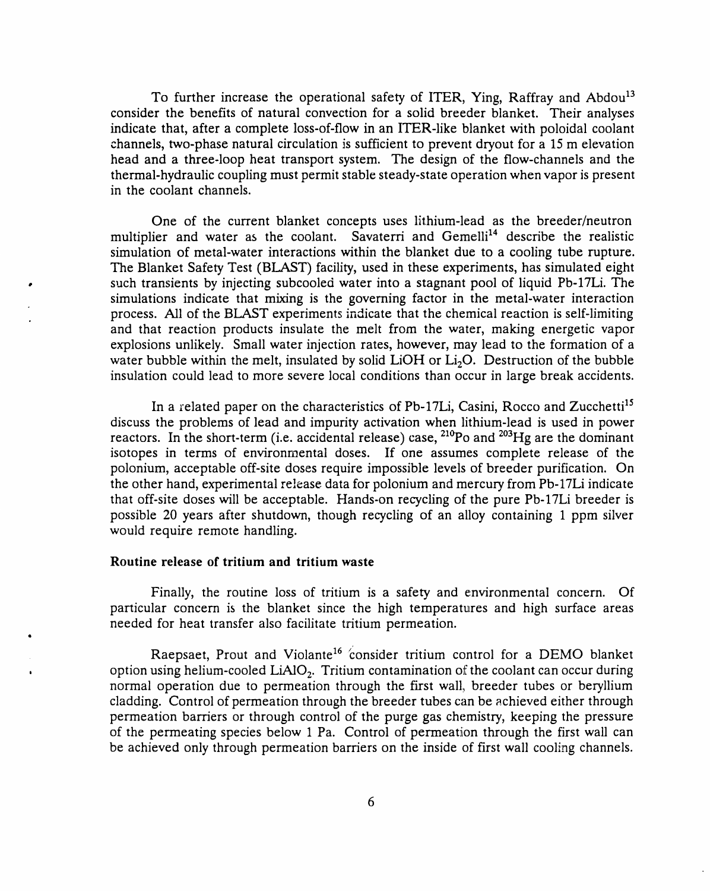To further increase the operational safety of ITER, Ying, Raffray and Abdou[13] consider the benefits of natural convection for a solid breeder blanket. Their analyses indicate that, after a complete loss-of-flow in an ITER-like blanket with poloidal coolant channels, two-phase natural circulation is sufficient to prevent dryout for a 15 m elevation head and a three-loop heat transport system. The design of the flow-channels and the thermal-hydraulic coupling must permit stable steady-state operation when vapor is present in the coolant channels.

One of the current blanket concepts uses lithium-lead as the breeder/neutron multiplier and water as the coolant. Savaterri and Gemelli[14] describe the realistic simulation of metal-water interactions within the blanket due to a cooling tube rupture. The Blanket Safety Test (BLAST) facility, used in these experiments, has simulated eight such transients by injecting subcooled water into a stagnant pool of liquid Pb-17Li. The simulations indicate that mixing is the governing factor in the metal-water interaction process. All of the BLAST experiments indicate that the chemical reaction is self-limiting and that reaction products insulate the melt from the water, making energetic vapor explosions unlikely. Small water injection rates, however, may lead to the formation of a water bubble within the melt, insulated by solid LiOH or $Li_2O$. Destruction of the bubble insulation could lead to more severe local conditions than occur in large break accidents.

In a related paper on the characteristics of Pb-17Li, Casini, Rocco and Zucchetti[15] discuss the problems of lead and impurity activation when lithium-lead is used in power reactors. In the short-term (i.e. accidental release) case, $^{210}Po$ and $^{203}Hg$ are the dominant isotopes in terms of environmental doses. If one assumes complete release of the polonium, acceptable off-site doses require impossible levels of breeder purification. On the other hand, experimental release data for polonium and mercury from Pb-17Li indicate that off-site doses will be acceptable. Hands-on recycling of the pure Pb-17Li breeder is possible 20 years after shutdown, though recycling of an alloy containing 1 ppm silver would require remote handling.

**Routine release of tritium and tritium waste**

Finally, the routine loss of tritium is a safety and environmental concern. Of particular concern is the blanket since the high temperatures and high surface areas needed for heat transfer also facilitate tritium permeation.

Raepsaet, Prout and Violante[16] consider tritium control for a DEMO blanket option using helium-cooled $LiAlO_2$. Tritium contamination of the coolant can occur during normal operation due to permeation through the first wall, breeder tubes or beryllium cladding. Control of permeation through the breeder tubes can be achieved either through permeation barriers or through control of the purge gas chemistry, keeping the pressure of the permeating species below 1 Pa. Control of permeation through the first wall can be achieved only through permeation barriers on the inside of first wall cooling channels.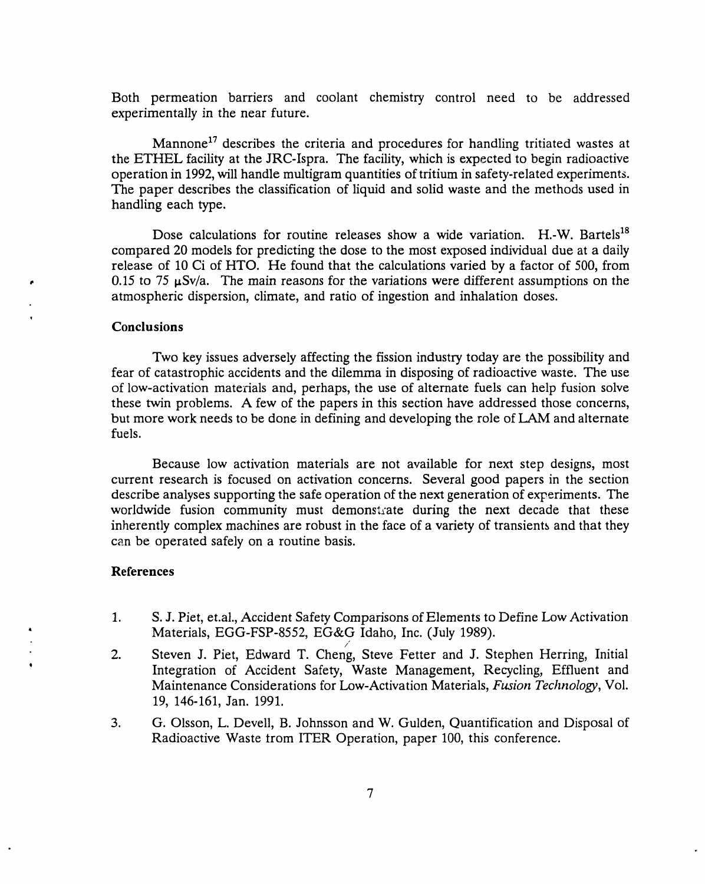Both permeation barriers and coolant chemistry control need to be addressed experimentally in the near future.

Mannone[17] describes the criteria and procedures for handling tritiated wastes at the ETHEL facility at the JRC-Ispra. The facility, which is expected to begin radioactive operation in 1992, will handle multigram quantities of tritium in safety-related experiments. The paper describes the classification of liquid and solid waste and the methods used in handling each type.

Dose calculations for routine releases show a wide variation. H.-W. Bartels[18] compared 20 models for predicting the dose to the most exposed individual due at a daily release of 10 Ci of HTO. He found that the calculations varied by a factor of 500, from 0.15 to 75 μSv/a. The main reasons for the variations were different assumptions on the atmospheric dispersion, climate, and ratio of ingestion and inhalation doses.

## Conclusions

Two key issues adversely affecting the fission industry today are the possibility and fear of catastrophic accidents and the dilemma in disposing of radioactive waste. The use of low-activation materials and, perhaps, the use of alternate fuels can help fusion solve these twin problems. A few of the papers in this section have addressed those concerns, but more work needs to be done in defining and developing the role of LAM and alternate fuels.

Because low activation materials are not available for next step designs, most current research is focused on activation concerns. Several good papers in the section describe analyses supporting the safe operation of the next generation of experiments. The worldwide fusion community must demonstrate during the next decade that these inherently complex machines are robust in the face of a variety of transients and that they can be operated safely on a routine basis.

## References

1. S. J. Piet, et.al., Accident Safety Comparisons of Elements to Define Low Activation Materials, EGG-FSP-8552, EG&G Idaho, Inc. (July 1989).
2. Steven J. Piet, Edward T. Cheng, Steve Fetter and J. Stephen Herring, Initial Integration of Accident Safety, Waste Management, Recycling, Effluent and Maintenance Considerations for Low-Activation Materials, *Fusion Technology*, Vol. 19, 146-161, Jan. 1991.
3. G. Olsson, L. Devell, B. Johnsson and W. Gulden, Quantification and Disposal of Radioactive Waste from ITER Operation, paper 100, this conference.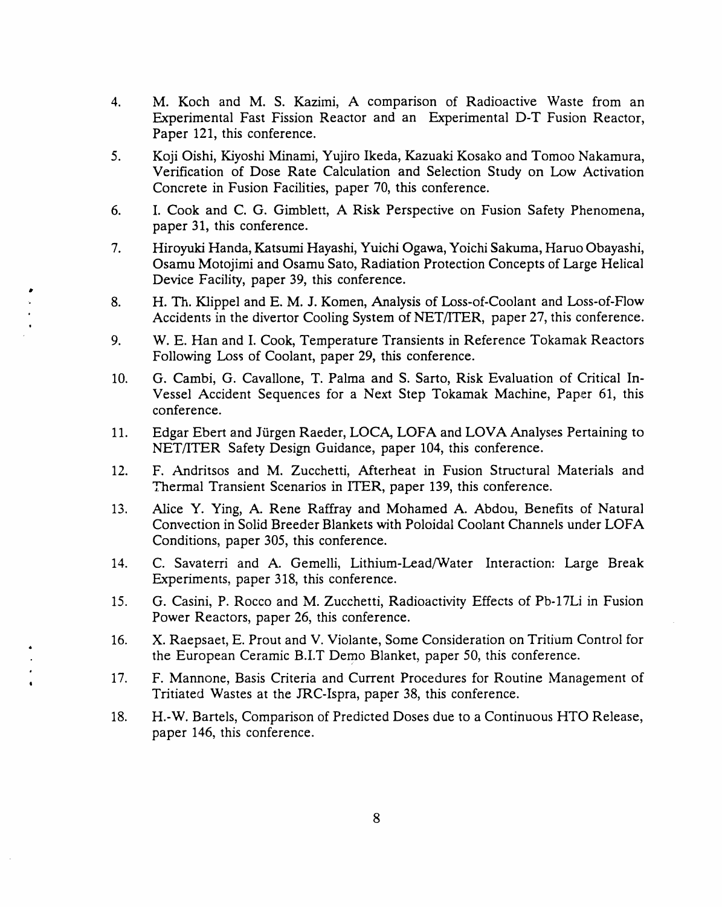4. M. Koch and M. S. Kazimi, A comparison of Radioactive Waste from an Experimental Fast Fission Reactor and an Experimental D-T Fusion Reactor, Paper 121, this conference.

5. Koji Oishi, Kiyoshi Minami, Yujiro Ikeda, Kazuaki Kosako and Tomoo Nakamura, Verification of Dose Rate Calculation and Selection Study on Low Activation Concrete in Fusion Facilities, paper 70, this conference.

6. I. Cook and C. G. Gimblett, A Risk Perspective on Fusion Safety Phenomena, paper 31, this conference.

7. Hiroyuki Handa, Katsumi Hayashi, Yuichi Ogawa, Yoichi Sakuma, Haruo Obayashi, Osamu Motojimi and Osamu Sato, Radiation Protection Concepts of Large Helical Device Facility, paper 39, this conference.

8. H. Th. Klippel and E. M. J. Komen, Analysis of Loss-of-Coolant and Loss-of-Flow Accidents in the divertor Cooling System of NET/ITER, paper 27, this conference.

9. W. E. Han and I. Cook, Temperature Transients in Reference Tokamak Reactors Following Loss of Coolant, paper 29, this conference.

10. G. Cambi, G. Cavallone, T. Palma and S. Sarto, Risk Evaluation of Critical In-Vessel Accident Sequences for a Next Step Tokamak Machine, Paper 61, this conference.

11. Edgar Ebert and Jürgen Raeder, LOCA, LOFA and LOVA Analyses Pertaining to NET/ITER Safety Design Guidance, paper 104, this conference.

12. F. Andritsos and M. Zucchetti, Afterheat in Fusion Structural Materials and Thermal Transient Scenarios in ITER, paper 139, this conference.

13. Alice Y. Ying, A. Rene Raffray and Mohamed A. Abdou, Benefits of Natural Convection in Solid Breeder Blankets with Poloidal Coolant Channels under LOFA Conditions, paper 305, this conference.

14. C. Savaterri and A. Gemelli, Lithium-Lead/Water Interaction: Large Break Experiments, paper 318, this conference.

15. G. Casini, P. Rocco and M. Zucchetti, Radioactivity Effects of Pb-17Li in Fusion Power Reactors, paper 26, this conference.

16. X. Raepsaet, E. Prout and V. Violante, Some Consideration on Tritium Control for the European Ceramic B.I.T Demo Blanket, paper 50, this conference.

17. F. Mannone, Basis Criteria and Current Procedures for Routine Management of Tritiated Wastes at the JRC-Ispra, paper 38, this conference.

18. H.-W. Bartels, Comparison of Predicted Doses due to a Continuous HTO Release, paper 146, this conference.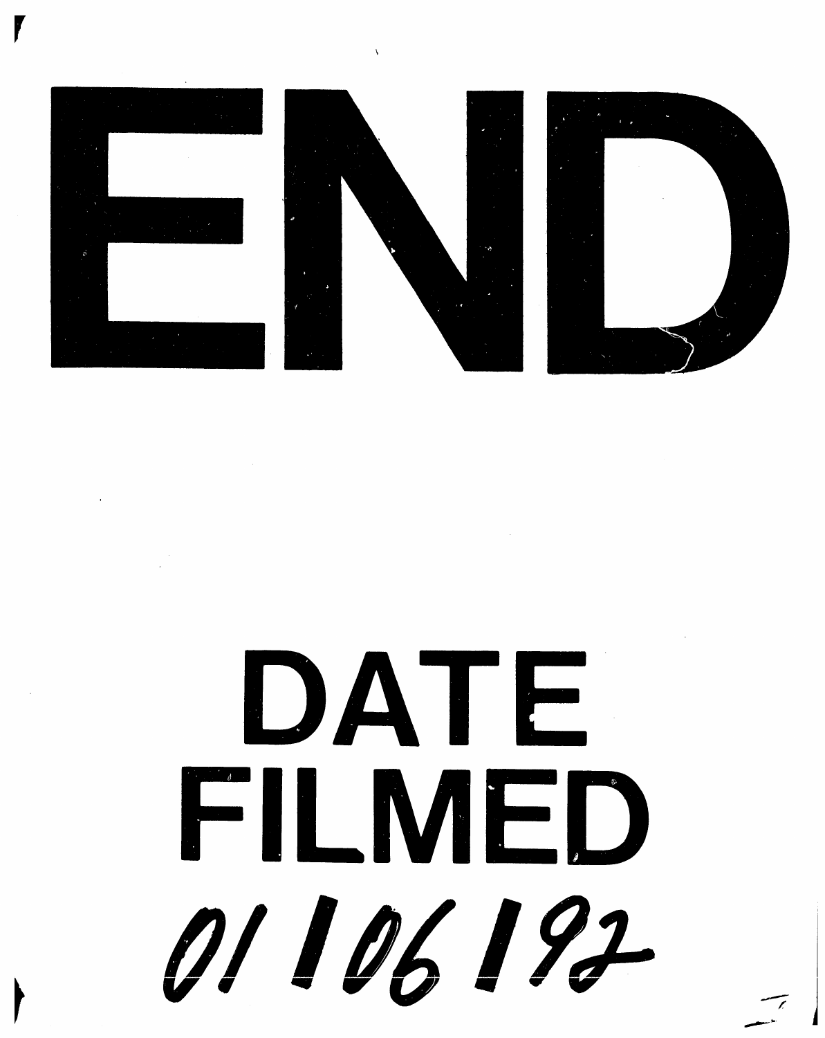# END

# DATE FILMED

01 / 06 / 92